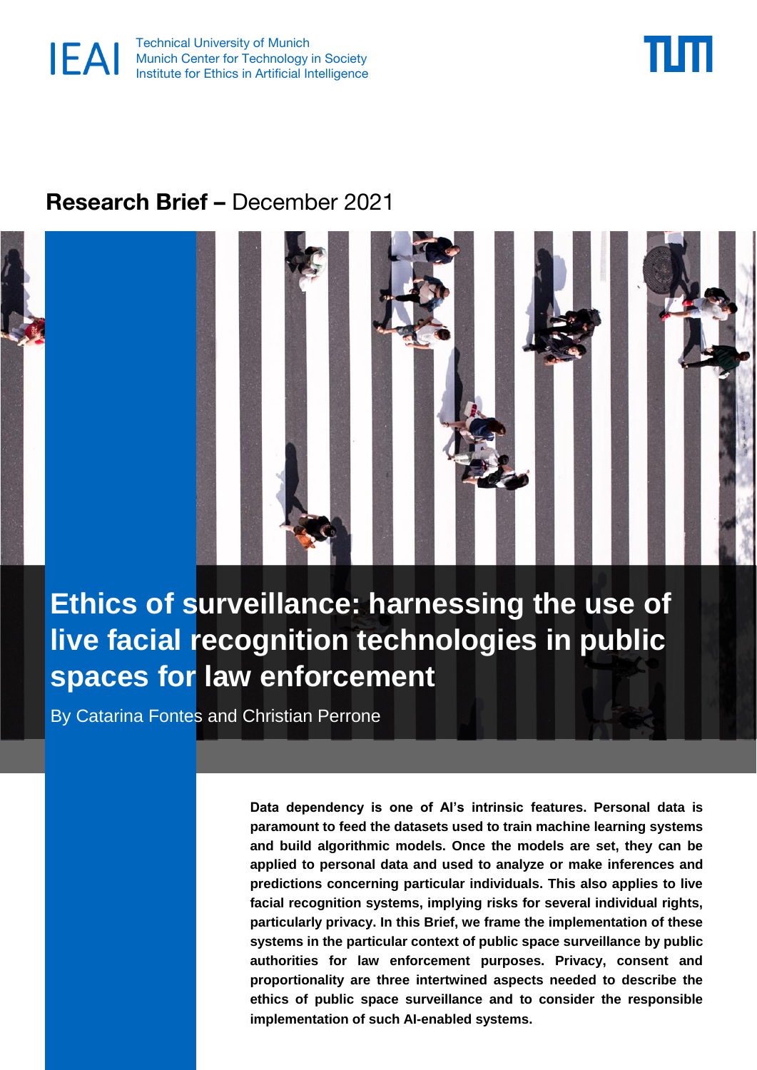IEAI Technical University of Munich
Munich Center for Technology in Society
Institute for Ethics in Artificial Intelligence

TUM

**Research Brief –** December 2021

# Ethics of surveillance: harnessing the use of live facial recognition technologies in public spaces for law enforcement

By Catarina Fontes and Christian Perrone

**Data dependency is one of AI's intrinsic features. Personal data is paramount to feed the datasets used to train machine learning systems and build algorithmic models. Once the models are set, they can be applied to personal data and used to analyze or make inferences and predictions concerning particular individuals. This also applies to live facial recognition systems, implying risks for several individual rights, particularly privacy. In this Brief, we frame the implementation of these systems in the particular context of public space surveillance by public authorities for law enforcement purposes. Privacy, consent and proportionality are three intertwined aspects needed to describe the ethics of public space surveillance and to consider the responsible implementation of such AI-enabled systems.**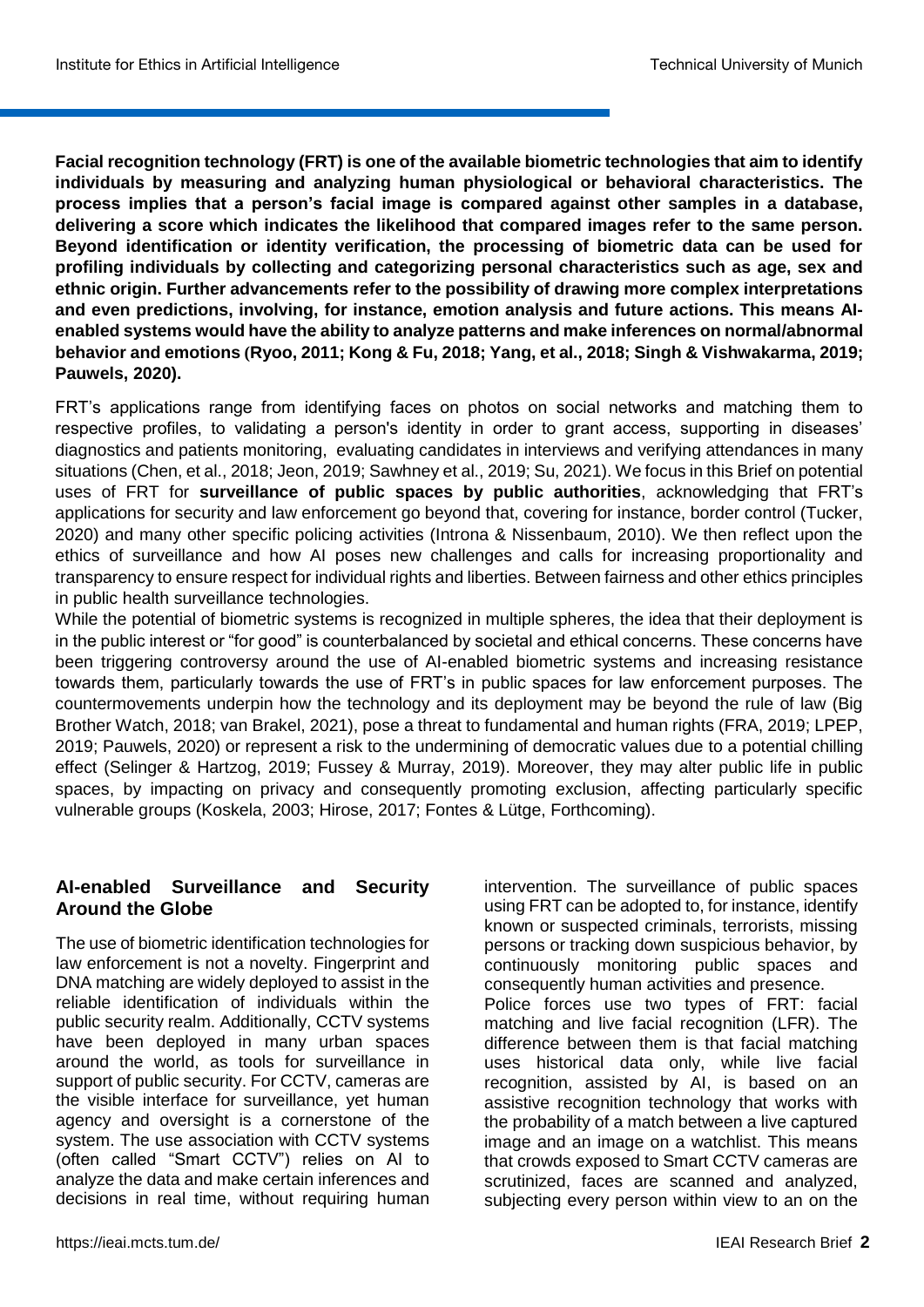**Facial recognition technology (FRT) is one of the available biometric technologies that aim to identify individuals by measuring and analyzing human physiological or behavioral characteristics. The process implies that a person's facial image is compared against other samples in a database, delivering a score which indicates the likelihood that compared images refer to the same person. Beyond identification or identity verification, the processing of biometric data can be used for profiling individuals by collecting and categorizing personal characteristics such as age, sex and ethnic origin. Further advancements refer to the possibility of drawing more complex interpretations and even predictions, involving, for instance, emotion analysis and future actions. This means AI-enabled systems would have the ability to analyze patterns and make inferences on normal/abnormal behavior and emotions (Ryoo, 2011; Kong & Fu, 2018; Yang, et al., 2018; Singh & Vishwakarma, 2019; Pauwels, 2020).**

FRT's applications range from identifying faces on photos on social networks and matching them to respective profiles, to validating a person's identity in order to grant access, supporting in diseases' diagnostics and patients monitoring, evaluating candidates in interviews and verifying attendances in many situations (Chen, et al., 2018; Jeon, 2019; Sawhney et al., 2019; Su, 2021). We focus in this Brief on potential uses of FRT for **surveillance of public spaces by public authorities**, acknowledging that FRT's applications for security and law enforcement go beyond that, covering for instance, border control (Tucker, 2020) and many other specific policing activities (Introna & Nissenbaum, 2010). We then reflect upon the ethics of surveillance and how AI poses new challenges and calls for increasing proportionality and transparency to ensure respect for individual rights and liberties. Between fairness and other ethics principles in public health surveillance technologies.

While the potential of biometric systems is recognized in multiple spheres, the idea that their deployment is in the public interest or "for good" is counterbalanced by societal and ethical concerns. These concerns have been triggering controversy around the use of AI-enabled biometric systems and increasing resistance towards them, particularly towards the use of FRT's in public spaces for law enforcement purposes. The countermovements underpin how the technology and its deployment may be beyond the rule of law (Big Brother Watch, 2018; van Brakel, 2021), pose a threat to fundamental and human rights (FRA, 2019; LPEP, 2019; Pauwels, 2020) or represent a risk to the undermining of democratic values due to a potential chilling effect (Selinger & Hartzog, 2019; Fussey & Murray, 2019). Moreover, they may alter public life in public spaces, by impacting on privacy and consequently promoting exclusion, affecting particularly specific vulnerable groups (Koskela, 2003; Hirose, 2017; Fontes & Lütge, Forthcoming).

## AI-enabled Surveillance and Security Around the Globe

The use of biometric identification technologies for law enforcement is not a novelty. Fingerprint and DNA matching are widely deployed to assist in the reliable identification of individuals within the public security realm. Additionally, CCTV systems have been deployed in many urban spaces around the world, as tools for surveillance in support of public security. For CCTV, cameras are the visible interface for surveillance, yet human agency and oversight is a cornerstone of the system. The use association with CCTV systems (often called "Smart CCTV") relies on AI to analyze the data and make certain inferences and decisions in real time, without requiring human intervention. The surveillance of public spaces using FRT can be adopted to, for instance, identify known or suspected criminals, terrorists, missing persons or tracking down suspicious behavior, by continuously monitoring public spaces and consequently human activities and presence.

Police forces use two types of FRT: facial matching and live facial recognition (LFR). The difference between them is that facial matching uses historical data only, while live facial recognition, assisted by AI, is based on an assistive recognition technology that works with the probability of a match between a live captured image and an image on a watchlist. This means that crowds exposed to Smart CCTV cameras are scrutinized, faces are scanned and analyzed, subjecting every person within view to an on the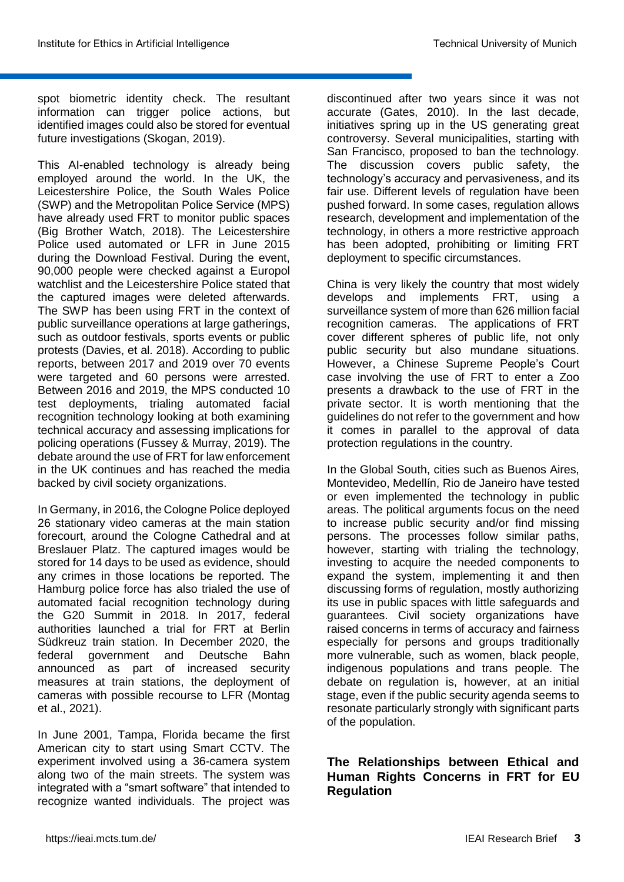spot biometric identity check. The resultant information can trigger police actions, but identified images could also be stored for eventual future investigations (Skogan, 2019).

This AI-enabled technology is already being employed around the world. In the UK, the Leicestershire Police, the South Wales Police (SWP) and the Metropolitan Police Service (MPS) have already used FRT to monitor public spaces (Big Brother Watch, 2018). The Leicestershire Police used automated or LFR in June 2015 during the Download Festival. During the event, 90,000 people were checked against a Europol watchlist and the Leicestershire Police stated that the captured images were deleted afterwards. The SWP has been using FRT in the context of public surveillance operations at large gatherings, such as outdoor festivals, sports events or public protests (Davies, et al. 2018). According to public reports, between 2017 and 2019 over 70 events were targeted and 60 persons were arrested. Between 2016 and 2019, the MPS conducted 10 test deployments, trialing automated facial recognition technology looking at both examining technical accuracy and assessing implications for policing operations (Fussey & Murray, 2019). The debate around the use of FRT for law enforcement in the UK continues and has reached the media backed by civil society organizations.

In Germany, in 2016, the Cologne Police deployed 26 stationary video cameras at the main station forecourt, around the Cologne Cathedral and at Breslauer Platz. The captured images would be stored for 14 days to be used as evidence, should any crimes in those locations be reported. The Hamburg police force has also trialed the use of automated facial recognition technology during the G20 Summit in 2018. In 2017, federal authorities launched a trial for FRT at Berlin Südkreuz train station. In December 2020, the federal government and Deutsche Bahn announced as part of increased security measures at train stations, the deployment of cameras with possible recourse to LFR (Montag et al., 2021).

In June 2001, Tampa, Florida became the first American city to start using Smart CCTV. The experiment involved using a 36-camera system along two of the main streets. The system was integrated with a "smart software" that intended to recognize wanted individuals. The project was discontinued after two years since it was not accurate (Gates, 2010). In the last decade, initiatives spring up in the US generating great controversy. Several municipalities, starting with San Francisco, proposed to ban the technology. The discussion covers public safety, the technology's accuracy and pervasiveness, and its fair use. Different levels of regulation have been pushed forward. In some cases, regulation allows research, development and implementation of the technology, in others a more restrictive approach has been adopted, prohibiting or limiting FRT deployment to specific circumstances.

China is very likely the country that most widely develops and implements FRT, using a surveillance system of more than 626 million facial recognition cameras. The applications of FRT cover different spheres of public life, not only public security but also mundane situations. However, a Chinese Supreme People's Court case involving the use of FRT to enter a Zoo presents a drawback to the use of FRT in the private sector. It is worth mentioning that the guidelines do not refer to the government and how it comes in parallel to the approval of data protection regulations in the country.

In the Global South, cities such as Buenos Aires, Montevideo, Medellín, Rio de Janeiro have tested or even implemented the technology in public areas. The political arguments focus on the need to increase public security and/or find missing persons. The processes follow similar paths, however, starting with trialing the technology, investing to acquire the needed components to expand the system, implementing it and then discussing forms of regulation, mostly authorizing its use in public spaces with little safeguards and guarantees. Civil society organizations have raised concerns in terms of accuracy and fairness especially for persons and groups traditionally more vulnerable, such as women, black people, indigenous populations and trans people. The debate on regulation is, however, at an initial stage, even if the public security agenda seems to resonate particularly strongly with significant parts of the population.

## The Relationships between Ethical and Human Rights Concerns in FRT for EU Regulation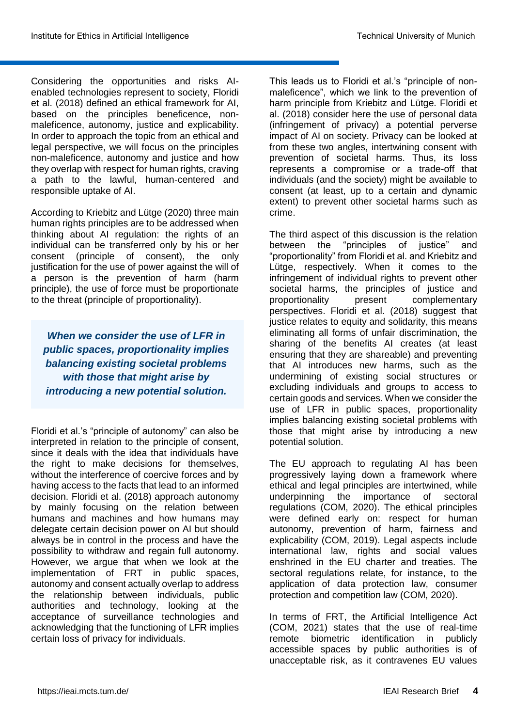Considering the opportunities and risks AI-enabled technologies represent to society, Floridi et al. (2018) defined an ethical framework for AI, based on the principles beneficence, non-maleficence, autonomy, justice and explicability. In order to approach the topic from an ethical and legal perspective, we will focus on the principles non-maleficence, autonomy and justice and how they overlap with respect for human rights, craving a path to the lawful, human-centered and responsible uptake of AI.

According to Kriebitz and Lütge (2020) three main human rights principles are to be addressed when thinking about AI regulation: the rights of an individual can be transferred only by his or her consent (principle of consent), the only justification for the use of power against the will of a person is the prevention of harm (harm principle), the use of force must be proportionate to the threat (principle of proportionality).

> ***When we consider the use of LFR in public spaces, proportionality implies balancing existing societal problems with those that might arise by introducing a new potential solution.***

Floridi et al.'s "principle of autonomy" can also be interpreted in relation to the principle of consent, since it deals with the idea that individuals have the right to make decisions for themselves, without the interference of coercive forces and by having access to the facts that lead to an informed decision. Floridi et al. (2018) approach autonomy by mainly focusing on the relation between humans and machines and how humans may delegate certain decision power on AI but should always be in control in the process and have the possibility to withdraw and regain full autonomy. However, we argue that when we look at the implementation of FRT in public spaces, autonomy and consent actually overlap to address the relationship between individuals, public authorities and technology, looking at the acceptance of surveillance technologies and acknowledging that the functioning of LFR implies certain loss of privacy for individuals.

This leads us to Floridi et al.'s "principle of non-maleficence", which we link to the prevention of harm principle from Kriebitz and Lütge. Floridi et al. (2018) consider here the use of personal data (infringement of privacy) a potential perverse impact of AI on society. Privacy can be looked at from these two angles, intertwining consent with prevention of societal harms. Thus, its loss represents a compromise or a trade-off that individuals (and the society) might be available to consent (at least, up to a certain and dynamic extent) to prevent other societal harms such as crime.

The third aspect of this discussion is the relation between the "principles of justice" and "proportionality" from Floridi et al. and Kriebitz and Lütge, respectively. When it comes to the infringement of individual rights to prevent other societal harms, the principles of justice and proportionality present complementary perspectives. Floridi et al. (2018) suggest that justice relates to equity and solidarity, this means eliminating all forms of unfair discrimination, the sharing of the benefits AI creates (at least ensuring that they are shareable) and preventing that AI introduces new harms, such as the undermining of existing social structures or excluding individuals and groups to access to certain goods and services. When we consider the use of LFR in public spaces, proportionality implies balancing existing societal problems with those that might arise by introducing a new potential solution.

The EU approach to regulating AI has been progressively laying down a framework where ethical and legal principles are intertwined, while underpinning the importance of sectoral regulations (COM, 2020). The ethical principles were defined early on: respect for human autonomy, prevention of harm, fairness and explicability (COM, 2019). Legal aspects include international law, rights and social values enshrined in the EU charter and treaties. The sectoral regulations relate, for instance, to the application of data protection law, consumer protection and competition law (COM, 2020).

In terms of FRT, the Artificial Intelligence Act (COM, 2021) states that the use of real-time remote biometric identification in publicly accessible spaces by public authorities is of unacceptable risk, as it contravenes EU values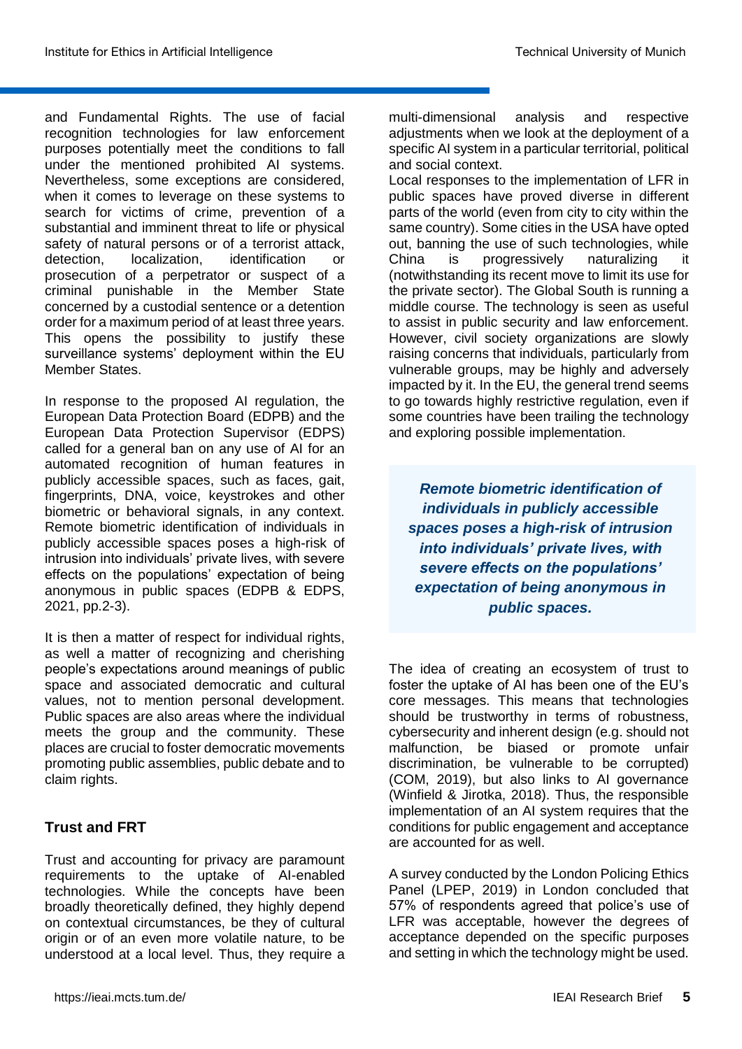and Fundamental Rights. The use of facial recognition technologies for law enforcement purposes potentially meet the conditions to fall under the mentioned prohibited AI systems. Nevertheless, some exceptions are considered, when it comes to leverage on these systems to search for victims of crime, prevention of a substantial and imminent threat to life or physical safety of natural persons or of a terrorist attack, detection, localization, identification or prosecution of a perpetrator or suspect of a criminal punishable in the Member State concerned by a custodial sentence or a detention order for a maximum period of at least three years. This opens the possibility to justify these surveillance systems' deployment within the EU Member States.

In response to the proposed AI regulation, the European Data Protection Board (EDPB) and the European Data Protection Supervisor (EDPS) called for a general ban on any use of AI for an automated recognition of human features in publicly accessible spaces, such as faces, gait, fingerprints, DNA, voice, keystrokes and other biometric or behavioral signals, in any context. Remote biometric identification of individuals in publicly accessible spaces poses a high-risk of intrusion into individuals' private lives, with severe effects on the populations' expectation of being anonymous in public spaces (EDPB & EDPS, 2021, pp.2-3).

It is then a matter of respect for individual rights, as well a matter of recognizing and cherishing people's expectations around meanings of public space and associated democratic and cultural values, not to mention personal development. Public spaces are also areas where the individual meets the group and the community. These places are crucial to foster democratic movements promoting public assemblies, public debate and to claim rights.

## Trust and FRT

Trust and accounting for privacy are paramount requirements to the uptake of AI-enabled technologies. While the concepts have been broadly theoretically defined, they highly depend on contextual circumstances, be they of cultural origin or of an even more volatile nature, to be understood at a local level. Thus, they require a multi-dimensional analysis and respective adjustments when we look at the deployment of a specific AI system in a particular territorial, political and social context.

Local responses to the implementation of LFR in public spaces have proved diverse in different parts of the world (even from city to city within the same country). Some cities in the USA have opted out, banning the use of such technologies, while China is progressively naturalizing it (notwithstanding its recent move to limit its use for the private sector). The Global South is running a middle course. The technology is seen as useful to assist in public security and law enforcement. However, civil society organizations are slowly raising concerns that individuals, particularly from vulnerable groups, may be highly and adversely impacted by it. In the EU, the general trend seems to go towards highly restrictive regulation, even if some countries have been trailing the technology and exploring possible implementation.

> ***Remote biometric identification of individuals in publicly accessible spaces poses a high-risk of intrusion into individuals' private lives, with severe effects on the populations' expectation of being anonymous in public spaces.***

The idea of creating an ecosystem of trust to foster the uptake of AI has been one of the EU's core messages. This means that technologies should be trustworthy in terms of robustness, cybersecurity and inherent design (e.g. should not malfunction, be biased or promote unfair discrimination, be vulnerable to be corrupted) (COM, 2019), but also links to AI governance (Winfield & Jirotka, 2018). Thus, the responsible implementation of an AI system requires that the conditions for public engagement and acceptance are accounted for as well.

A survey conducted by the London Policing Ethics Panel (LPEP, 2019) in London concluded that 57% of respondents agreed that police's use of LFR was acceptable, however the degrees of acceptance depended on the specific purposes and setting in which the technology might be used.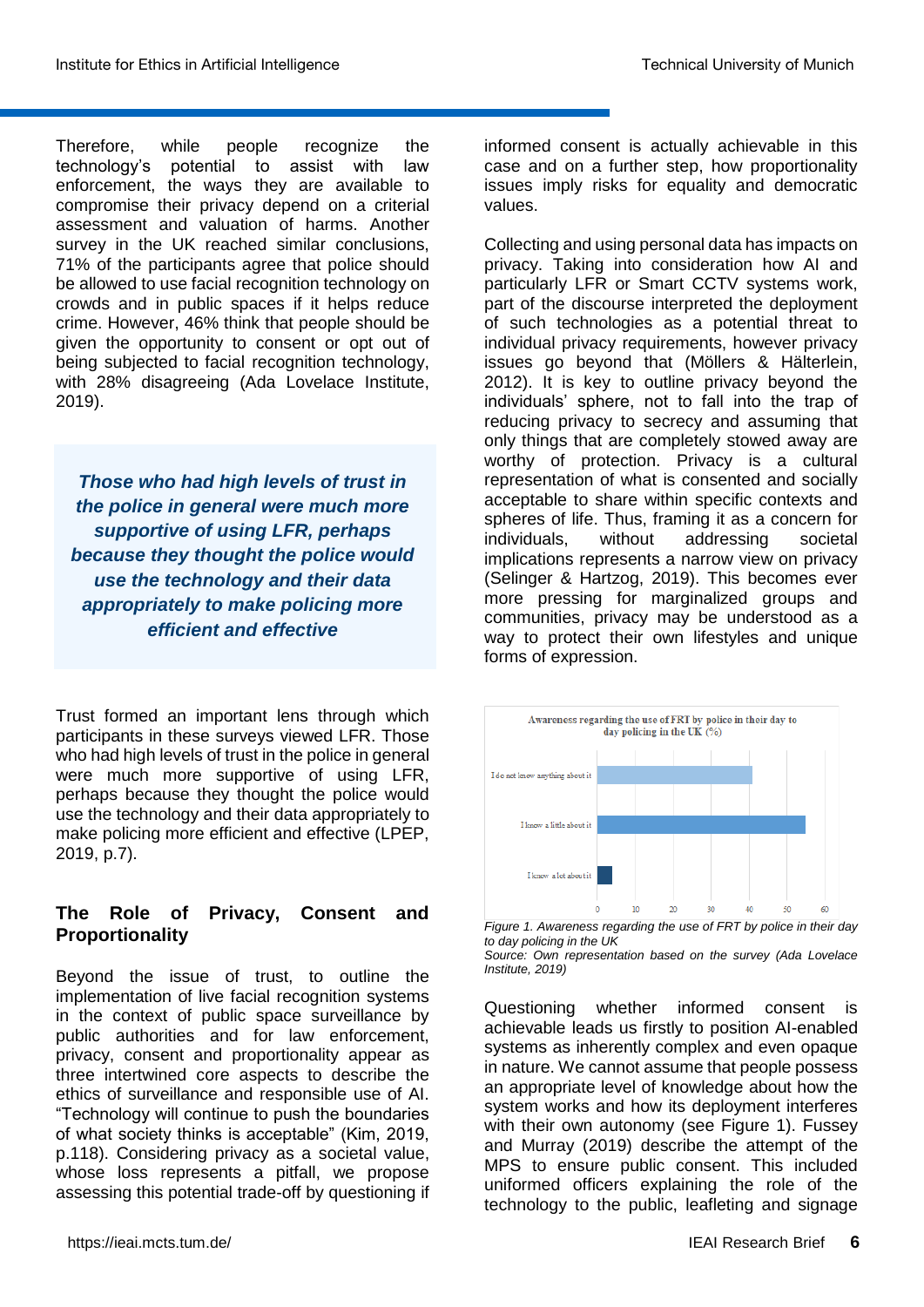Therefore, while people recognize the technology's potential to assist with law enforcement, the ways they are available to compromise their privacy depend on a criterial assessment and valuation of harms. Another survey in the UK reached similar conclusions, 71% of the participants agree that police should be allowed to use facial recognition technology on crowds and in public spaces if it helps reduce crime. However, 46% think that people should be given the opportunity to consent or opt out of being subjected to facial recognition technology, with 28% disagreeing (Ada Lovelace Institute, 2019).

> ***Those who had high levels of trust in the police in general were much more supportive of using LFR, perhaps because they thought the police would use the technology and their data appropriately to make policing more efficient and effective***

Trust formed an important lens through which participants in these surveys viewed LFR. Those who had high levels of trust in the police in general were much more supportive of using LFR, perhaps because they thought the police would use the technology and their data appropriately to make policing more efficient and effective (LPEP, 2019, p.7).

## The Role of Privacy, Consent and Proportionality

Beyond the issue of trust, to outline the implementation of live facial recognition systems in the context of public space surveillance by public authorities and for law enforcement, privacy, consent and proportionality appear as three intertwined core aspects to describe the ethics of surveillance and responsible use of AI. "Technology will continue to push the boundaries of what society thinks is acceptable" (Kim, 2019, p.118). Considering privacy as a societal value, whose loss represents a pitfall, we propose assessing this potential trade-off by questioning if informed consent is actually achievable in this case and on a further step, how proportionality issues imply risks for equality and democratic values.

Collecting and using personal data has impacts on privacy. Taking into consideration how AI and particularly LFR or Smart CCTV systems work, part of the discourse interpreted the deployment of such technologies as a potential threat to individual privacy requirements, however privacy issues go beyond that (Möllers & Hälterlein, 2012). It is key to outline privacy beyond the individuals' sphere, not to fall into the trap of reducing privacy to secrecy and assuming that only things that are completely stowed away are worthy of protection. Privacy is a cultural representation of what is consented and socially acceptable to share within specific contexts and spheres of life. Thus, framing it as a concern for individuals, without addressing societal implications represents a narrow view on privacy (Selinger & Hartzog, 2019). This becomes ever more pressing for marginalized groups and communities, privacy may be understood as a way to protect their own lifestyles and unique forms of expression.

**Awareness regarding the use of FRT by police in their day to day policing in the UK (%)**

| Response | % (approx.) |
| --- | --- |
| I do not know anything about it | ~41 |
| I know a little about it | ~55 |
| I know a lot about it | ~4 |

*Figure 1. Awareness regarding the use of FRT by police in their day to day policing in the UK*
*Source: Own representation based on the survey (Ada Lovelace Institute, 2019)*

Questioning whether informed consent is achievable leads us firstly to position AI-enabled systems as inherently complex and even opaque in nature. We cannot assume that people possess an appropriate level of knowledge about how the system works and how its deployment interferes with their own autonomy (see Figure 1). Fussey and Murray (2019) describe the attempt of the MPS to ensure public consent. This included uniformed officers explaining the role of the technology to the public, leafleting and signage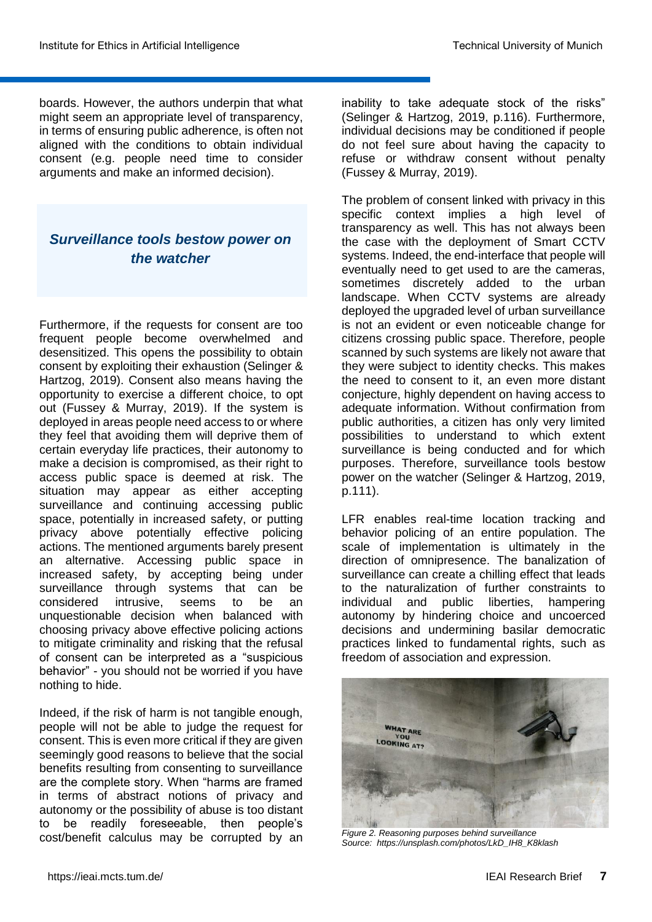boards. However, the authors underpin that what might seem an appropriate level of transparency, in terms of ensuring public adherence, is often not aligned with the conditions to obtain individual consent (e.g. people need time to consider arguments and make an informed decision).

> ***Surveillance tools bestow power on the watcher***

Furthermore, if the requests for consent are too frequent people become overwhelmed and desensitized. This opens the possibility to obtain consent by exploiting their exhaustion (Selinger & Hartzog, 2019). Consent also means having the opportunity to exercise a different choice, to opt out (Fussey & Murray, 2019). If the system is deployed in areas people need access to or where they feel that avoiding them will deprive them of certain everyday life practices, their autonomy to make a decision is compromised, as their right to access public space is deemed at risk. The situation may appear as either accepting surveillance and continuing accessing public space, potentially in increased safety, or putting privacy above potentially effective policing actions. The mentioned arguments barely present an alternative. Accessing public space in increased safety, by accepting being under surveillance through systems that can be considered intrusive, seems to be an unquestionable decision when balanced with choosing privacy above effective policing actions to mitigate criminality and risking that the refusal of consent can be interpreted as a "suspicious behavior" - you should not be worried if you have nothing to hide.

Indeed, if the risk of harm is not tangible enough, people will not be able to judge the request for consent. This is even more critical if they are given seemingly good reasons to believe that the social benefits resulting from consenting to surveillance are the complete story. When "harms are framed in terms of abstract notions of privacy and autonomy or the possibility of abuse is too distant to be readily foreseeable, then people's cost/benefit calculus may be corrupted by an inability to take adequate stock of the risks" (Selinger & Hartzog, 2019, p.116). Furthermore, individual decisions may be conditioned if people do not feel sure about having the capacity to refuse or withdraw consent without penalty (Fussey & Murray, 2019).

The problem of consent linked with privacy in this specific context implies a high level of transparency as well. This has not always been the case with the deployment of Smart CCTV systems. Indeed, the end-interface that people will eventually need to get used to are the cameras, sometimes discretely added to the urban landscape. When CCTV systems are already deployed the upgraded level of urban surveillance is not an evident or even noticeable change for citizens crossing public space. Therefore, people scanned by such systems are likely not aware that they were subject to identity checks. This makes the need to consent to it, an even more distant conjecture, highly dependent on having access to adequate information. Without confirmation from public authorities, a citizen has only very limited possibilities to understand to which extent surveillance is being conducted and for which purposes. Therefore, surveillance tools bestow power on the watcher (Selinger & Hartzog, 2019, p.111).

LFR enables real-time location tracking and behavior policing of an entire population. The scale of implementation is ultimately in the direction of omnipresence. The banalization of surveillance can create a chilling effect that leads to the naturalization of further constraints to individual and public liberties, hampering autonomy by hindering choice and uncoerced decisions and undermining basilar democratic practices linked to fundamental rights, such as freedom of association and expression.

*Figure 2. Reasoning purposes behind surveillance*
*Source: https://unsplash.com/photos/LkD_IH8_K8klash*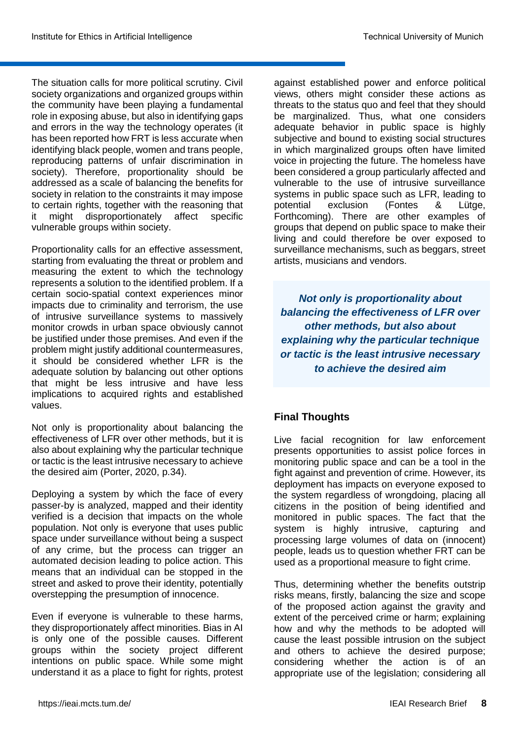The situation calls for more political scrutiny. Civil society organizations and organized groups within the community have been playing a fundamental role in exposing abuse, but also in identifying gaps and errors in the way the technology operates (it has been reported how FRT is less accurate when identifying black people, women and trans people, reproducing patterns of unfair discrimination in society). Therefore, proportionality should be addressed as a scale of balancing the benefits for society in relation to the constraints it may impose to certain rights, together with the reasoning that it might disproportionately affect specific vulnerable groups within society.

Proportionality calls for an effective assessment, starting from evaluating the threat or problem and measuring the extent to which the technology represents a solution to the identified problem. If a certain socio-spatial context experiences minor impacts due to criminality and terrorism, the use of intrusive surveillance systems to massively monitor crowds in urban space obviously cannot be justified under those premises. And even if the problem might justify additional countermeasures, it should be considered whether LFR is the adequate solution by balancing out other options that might be less intrusive and have less implications to acquired rights and established values.

Not only is proportionality about balancing the effectiveness of LFR over other methods, but it is also about explaining why the particular technique or tactic is the least intrusive necessary to achieve the desired aim (Porter, 2020, p.34).

Deploying a system by which the face of every passer-by is analyzed, mapped and their identity verified is a decision that impacts on the whole population. Not only is everyone that uses public space under surveillance without being a suspect of any crime, but the process can trigger an automated decision leading to police action. This means that an individual can be stopped in the street and asked to prove their identity, potentially overstepping the presumption of innocence.

Even if everyone is vulnerable to these harms, they disproportionately affect minorities. Bias in AI is only one of the possible causes. Different groups within the society project different intentions on public space. While some might understand it as a place to fight for rights, protest against established power and enforce political views, others might consider these actions as threats to the status quo and feel that they should be marginalized. Thus, what one considers adequate behavior in public space is highly subjective and bound to existing social structures in which marginalized groups often have limited voice in projecting the future. The homeless have been considered a group particularly affected and vulnerable to the use of intrusive surveillance systems in public space such as LFR, leading to potential exclusion (Fontes & Lütge, Forthcoming). There are other examples of groups that depend on public space to make their living and could therefore be over exposed to surveillance mechanisms, such as beggars, street artists, musicians and vendors.

> ***Not only is proportionality about balancing the effectiveness of LFR over other methods, but also about explaining why the particular technique or tactic is the least intrusive necessary to achieve the desired aim***

## Final Thoughts

Live facial recognition for law enforcement presents opportunities to assist police forces in monitoring public space and can be a tool in the fight against and prevention of crime. However, its deployment has impacts on everyone exposed to the system regardless of wrongdoing, placing all citizens in the position of being identified and monitored in public spaces. The fact that the system is highly intrusive, capturing and processing large volumes of data on (innocent) people, leads us to question whether FRT can be used as a proportional measure to fight crime.

Thus, determining whether the benefits outstrip risks means, firstly, balancing the size and scope of the proposed action against the gravity and extent of the perceived crime or harm; explaining how and why the methods to be adopted will cause the least possible intrusion on the subject and others to achieve the desired purpose; considering whether the action is of an appropriate use of the legislation; considering all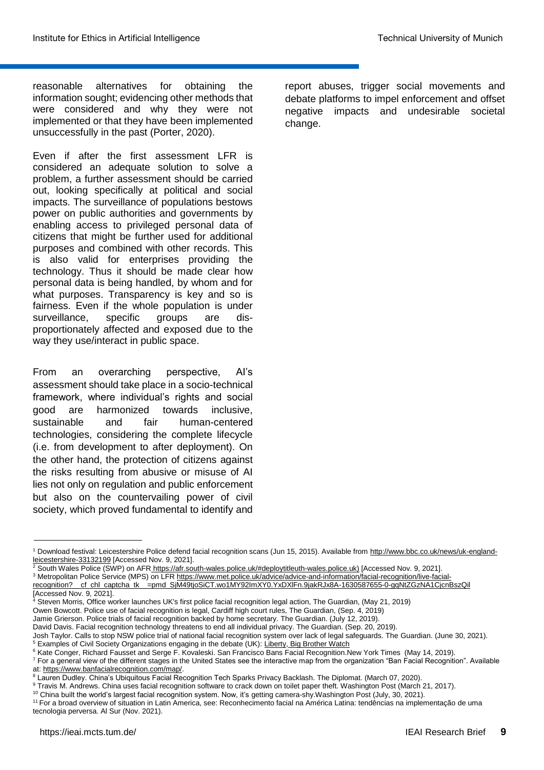reasonable alternatives for obtaining the information sought; evidencing other methods that were considered and why they were not implemented or that they have been implemented unsuccessfully in the past (Porter, 2020).

Even if after the first assessment LFR is considered an adequate solution to solve a problem, a further assessment should be carried out, looking specifically at political and social impacts. The surveillance of populations bestows power on public authorities and governments by enabling access to privileged personal data of citizens that might be further used for additional purposes and combined with other records. This is also valid for enterprises providing the technology. Thus it should be made clear how personal data is being handled, by whom and for what purposes. Transparency is key and so is fairness. Even if the whole population is under surveillance, specific groups are dis-proportionately affected and exposed due to the way they use/interact in public space.

From an overarching perspective, AI's assessment should take place in a socio-technical framework, where individual's rights and social good are harmonized towards inclusive, sustainable and fair human-centered technologies, considering the complete lifecycle (i.e. from development to after deployment). On the other hand, the protection of citizens against the risks resulting from abusive or misuse of AI lies not only on regulation and public enforcement but also on the countervailing power of civil society, which proved fundamental to identify and report abuses, trigger social movements and debate platforms to impel enforcement and offset negative impacts and undesirable societal change.

---

[1] Download festival: Leicestershire Police defend facial recognition scans (Jun 15, 2015). Available from http://www.bbc.co.uk/news/uk-england-leicestershire-33132199 [Accessed Nov. 9, 2021].

[2] South Wales Police (SWP) on AFR https://afr.south-wales.police.uk/#deploytitleuth-wales.police.uk) [Accessed Nov. 9, 2021].

[3] Metropolitan Police Service (MPS) on LFR https://www.met.police.uk/advice/advice-and-information/facial-recognition/live-facial-recognition?__cf_chl_captcha_tk__=pmd_SjM49tjoSiCT.wo1MY92ImXY0.YxDXlFn.9jakRJx8A-1630587655-0-gqNtZGzNA1CjcnBszQil [Accessed Nov. 9, 2021].

[4] Steven Morris, Office worker launches UK's first police facial recognition legal action, The Guardian, (May 21, 2019)
Owen Bowcott. Police use of facial recognition is legal, Cardiff high court rules, The Guardian, (Sep. 4, 2019)
Jamie Grierson. Police trials of facial recognition backed by home secretary. The Guardian. (July 12, 2019).
David Davis. Facial recognition technology threatens to end all individual privacy. The Guardian. (Sep. 20, 2019).
Josh Taylor. Calls to stop NSW police trial of national facial recognition system over lack of legal safeguards. The Guardian. (June 30, 2021).

[5] Examples of Civil Society Organizations engaging in the debate (UK): Liberty, Big Brother Watch

[6] Kate Conger, Richard Fausset and Serge F. Kovaleski. San Francisco Bans Facial Recognition.New York Times (May 14, 2019).

[7] For a general view of the different stages in the United States see the interactive map from the organization "Ban Facial Recognition". Available at: https://www.banfacialrecognition.com/map/.

[8] Lauren Dudley. China's Ubiquitous Facial Recognition Tech Sparks Privacy Backlash. The Diplomat. (March 07, 2020).

[9] Travis M. Andrews. China uses facial recognition software to crack down on toilet paper theft. Washington Post (March 21, 2017).

[10] China built the world's largest facial recognition system. Now, it's getting camera-shy.Washington Post (July, 30, 2021).

[11] For a broad overview of situation in Latin America, see: Reconhecimento facial na América Latina: tendências na implementação de uma tecnologia perversa. Al Sur (Nov. 2021).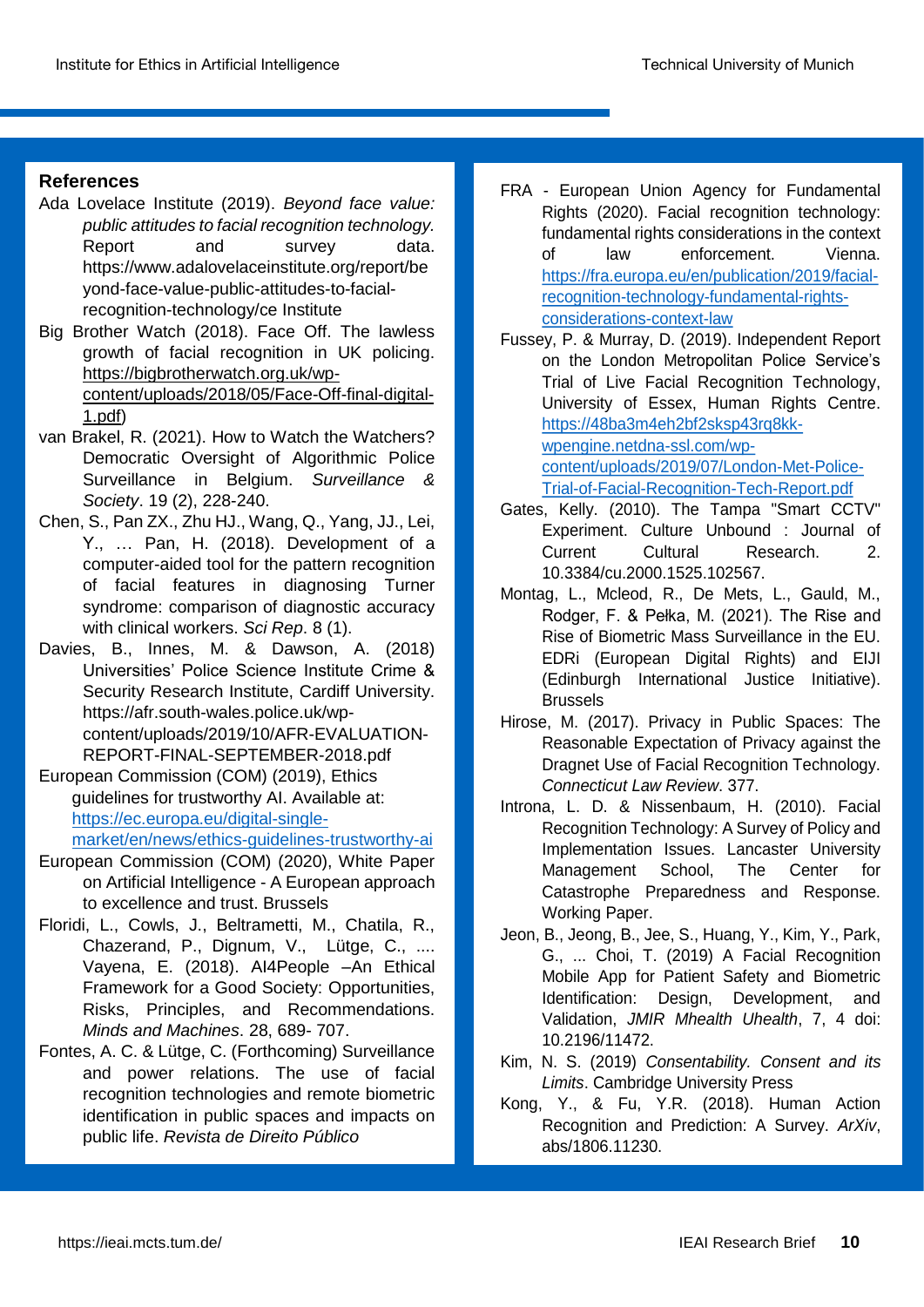## References

Ada Lovelace Institute (2019). *Beyond face value: public attitudes to facial recognition technology.* Report and survey data. https://www.adalovelaceinstitute.org/report/beyond-face-value-public-attitudes-to-facial-recognition-technology/ce Institute

Big Brother Watch (2018). Face Off. The lawless growth of facial recognition in UK policing. https://bigbrotherwatch.org.uk/wp-content/uploads/2018/05/Face-Off-final-digital-1.pdf)

van Brakel, R. (2021). How to Watch the Watchers? Democratic Oversight of Algorithmic Police Surveillance in Belgium. *Surveillance & Society*. 19 (2), 228-240.

Chen, S., Pan ZX., Zhu HJ., Wang, Q., Yang, JJ., Lei, Y., … Pan, H. (2018). Development of a computer-aided tool for the pattern recognition of facial features in diagnosing Turner syndrome: comparison of diagnostic accuracy with clinical workers. *Sci Rep*. 8 (1).

Davies, B., Innes, M. & Dawson, A. (2018) Universities' Police Science Institute Crime & Security Research Institute, Cardiff University. https://afr.south-wales.police.uk/wp-content/uploads/2019/10/AFR-EVALUATION-REPORT-FINAL-SEPTEMBER-2018.pdf

European Commission (COM) (2019), Ethics guidelines for trustworthy AI. Available at: https://ec.europa.eu/digital-single-market/en/news/ethics-guidelines-trustworthy-ai

European Commission (COM) (2020), White Paper on Artificial Intelligence - A European approach to excellence and trust. Brussels

Floridi, L., Cowls, J., Beltrametti, M., Chatila, R., Chazerand, P., Dignum, V., Lütge, C., .... Vayena, E. (2018). AI4People –An Ethical Framework for a Good Society: Opportunities, Risks, Principles, and Recommendations. *Minds and Machines*. 28, 689- 707.

Fontes, A. C. & Lütge, C. (Forthcoming) Surveillance and power relations. The use of facial recognition technologies and remote biometric identification in public spaces and impacts on public life. *Revista de Direito Público*

FRA - European Union Agency for Fundamental Rights (2020). Facial recognition technology: fundamental rights considerations in the context of law enforcement. Vienna. https://fra.europa.eu/en/publication/2019/facial-recognition-technology-fundamental-rights-considerations-context-law

Fussey, P. & Murray, D. (2019). Independent Report on the London Metropolitan Police Service's Trial of Live Facial Recognition Technology, University of Essex, Human Rights Centre. https://48ba3m4eh2bf2sksp43rq8kk-wpengine.netdna-ssl.com/wp-content/uploads/2019/07/London-Met-Police-Trial-of-Facial-Recognition-Tech-Report.pdf

Gates, Kelly. (2010). The Tampa "Smart CCTV" Experiment. Culture Unbound : Journal of Current Cultural Research. 2. 10.3384/cu.2000.1525.102567.

Montag, L., Mcleod, R., De Mets, L., Gauld, M., Rodger, F. & Pełka, M. (2021). The Rise and Rise of Biometric Mass Surveillance in the EU. EDRi (European Digital Rights) and EIJI (Edinburgh International Justice Initiative). Brussels

Hirose, M. (2017). Privacy in Public Spaces: The Reasonable Expectation of Privacy against the Dragnet Use of Facial Recognition Technology. *Connecticut Law Review*. 377.

Introna, L. D. & Nissenbaum, H. (2010). Facial Recognition Technology: A Survey of Policy and Implementation Issues. Lancaster University Management School, The Center for Catastrophe Preparedness and Response. Working Paper.

Jeon, B., Jeong, B., Jee, S., Huang, Y., Kim, Y., Park, G., ... Choi, T. (2019) A Facial Recognition Mobile App for Patient Safety and Biometric Identification: Design, Development, and Validation, *JMIR Mhealth Uhealth*, 7, 4 doi: 10.2196/11472.

Kim, N. S. (2019) *Consentability. Consent and its Limits*. Cambridge University Press

Kong, Y., & Fu, Y.R. (2018). Human Action Recognition and Prediction: A Survey. *ArXiv*, abs/1806.11230.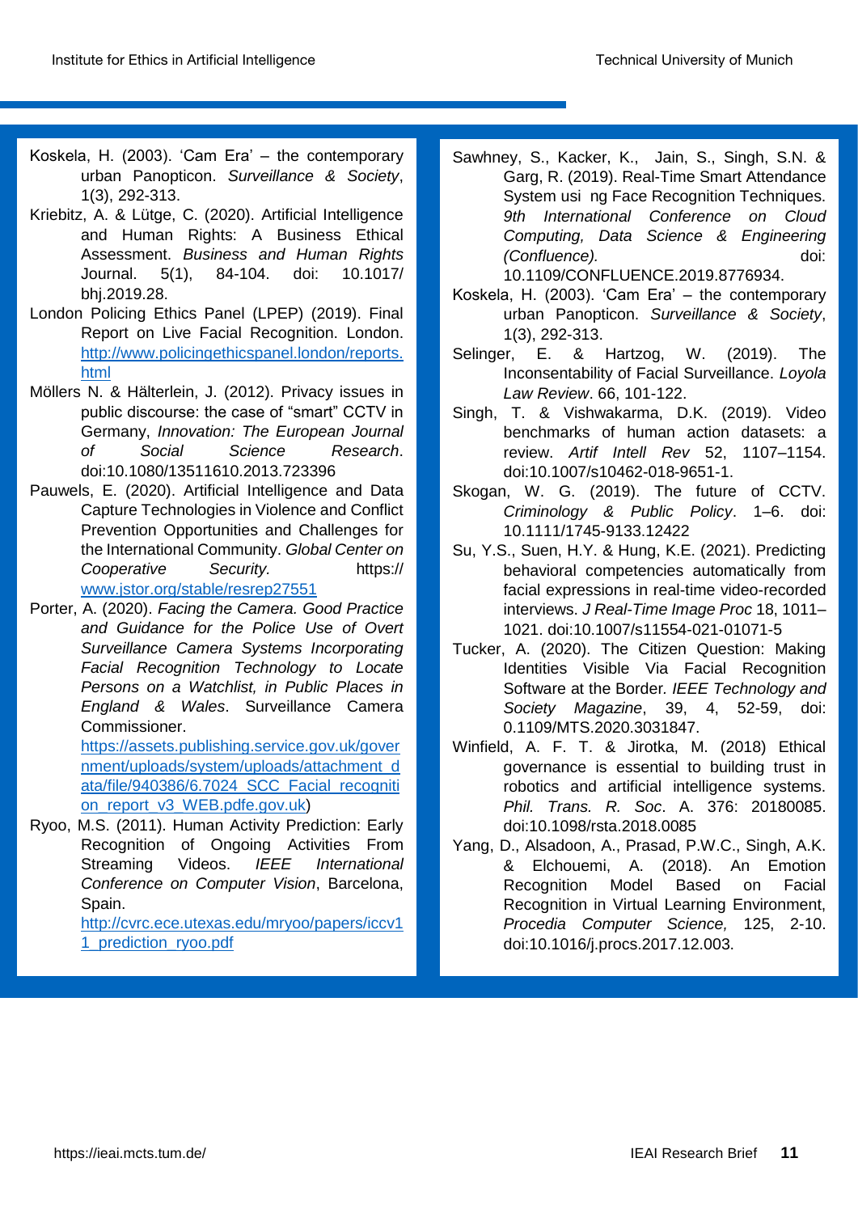Koskela, H. (2003). 'Cam Era' – the contemporary urban Panopticon. *Surveillance & Society*, 1(3), 292-313.

Kriebitz, A. & Lütge, C. (2020). Artificial Intelligence and Human Rights: A Business Ethical Assessment. *Business and Human Rights* Journal. 5(1), 84-104. doi: 10.1017/ bhj.2019.28.

London Policing Ethics Panel (LPEP) (2019). Final Report on Live Facial Recognition. London. http://www.policingethicspanel.london/reports.html

Möllers N. & Hälterlein, J. (2012). Privacy issues in public discourse: the case of "smart" CCTV in Germany, *Innovation: The European Journal of Social Science Research*. doi:10.1080/13511610.2013.723396

Pauwels, E. (2020). Artificial Intelligence and Data Capture Technologies in Violence and Conflict Prevention Opportunities and Challenges for the International Community. *Global Center on Cooperative Security.* https:// www.jstor.org/stable/resrep27551

Porter, A. (2020). *Facing the Camera. Good Practice and Guidance for the Police Use of Overt Surveillance Camera Systems Incorporating Facial Recognition Technology to Locate Persons on a Watchlist, in Public Places in England & Wales*. Surveillance Camera Commissioner. https://assets.publishing.service.gov.uk/government/uploads/system/uploads/attachment_data/file/940386/6.7024_SCC_Facial_recognition_report_v3_WEB.pdfe.gov.uk)

Ryoo, M.S. (2011). Human Activity Prediction: Early Recognition of Ongoing Activities From Streaming Videos. *IEEE International Conference on Computer Vision*, Barcelona, Spain. http://cvrc.ece.utexas.edu/mryoo/papers/iccv11_prediction_ryoo.pdf

Sawhney, S., Kacker, K., Jain, S., Singh, S.N. & Garg, R. (2019). Real-Time Smart Attendance System usi ng Face Recognition Techniques. *9th International Conference on Cloud Computing, Data Science & Engineering (Confluence).* doi: 10.1109/CONFLUENCE.2019.8776934.

Koskela, H. (2003). 'Cam Era' – the contemporary urban Panopticon. *Surveillance & Society*, 1(3), 292-313.

Selinger, E. & Hartzog, W. (2019). The Inconsentability of Facial Surveillance. *Loyola Law Review*. 66, 101-122.

Singh, T. & Vishwakarma, D.K. (2019). Video benchmarks of human action datasets: a review. *Artif Intell Rev* 52, 1107–1154. doi:10.1007/s10462-018-9651-1.

Skogan, W. G. (2019). The future of CCTV. *Criminology & Public Policy*. 1–6. doi: 10.1111/1745-9133.12422

Su, Y.S., Suen, H.Y. & Hung, K.E. (2021). Predicting behavioral competencies automatically from facial expressions in real-time video-recorded interviews. *J Real-Time Image Proc* 18, 1011–1021. doi:10.1007/s11554-021-01071-5

Tucker, A. (2020). The Citizen Question: Making Identities Visible Via Facial Recognition Software at the Border*. IEEE Technology and Society Magazine*, 39, 4, 52-59, doi: 0.1109/MTS.2020.3031847.

Winfield, A. F. T. & Jirotka, M. (2018) Ethical governance is essential to building trust in robotics and artificial intelligence systems. *Phil. Trans. R. Soc*. A. 376: 20180085. doi:10.1098/rsta.2018.0085

Yang, D., Alsadoon, A., Prasad, P.W.C., Singh, A.K. & Elchouemi, A. (2018). An Emotion Recognition Model Based on Facial Recognition in Virtual Learning Environment, *Procedia Computer Science,* 125, 2-10. doi:10.1016/j.procs.2017.12.003.